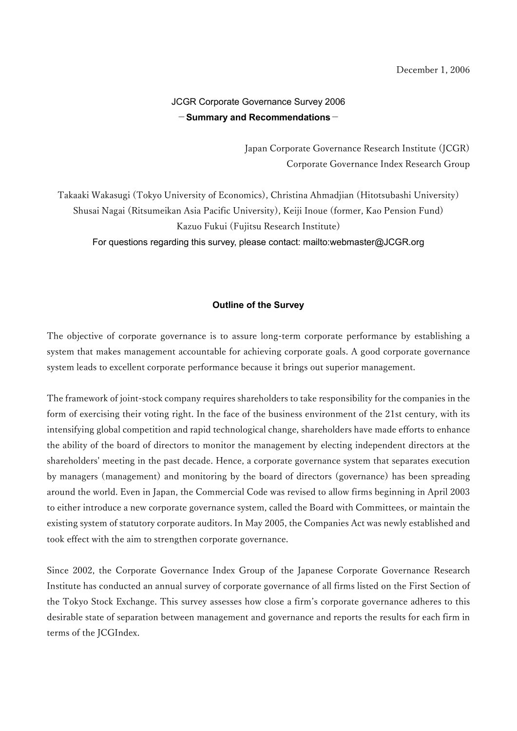December 1, 2006

# JCGR Corporate Governance Survey 2006
## －Summary and Recommendations－

Japan Corporate Governance Research Institute (JCGR)
Corporate Governance Index Research Group

Takaaki Wakasugi (Tokyo University of Economics), Christina Ahmadjian (Hitotsubashi University)
Shusai Nagai (Ritsumeikan Asia Pacific University), Keiji Inoue (former, Kao Pension Fund)
Kazuo Fukui (Fujitsu Research Institute)
For questions regarding this survey, please contact: mailto:webmaster@JCGR.org

### Outline of the Survey

The objective of corporate governance is to assure long-term corporate performance by establishing a system that makes management accountable for achieving corporate goals. A good corporate governance system leads to excellent corporate performance because it brings out superior management.

The framework of joint-stock company requires shareholders to take responsibility for the companies in the form of exercising their voting right. In the face of the business environment of the 21st century, with its intensifying global competition and rapid technological change, shareholders have made efforts to enhance the ability of the board of directors to monitor the management by electing independent directors at the shareholders' meeting in the past decade. Hence, a corporate governance system that separates execution by managers (management) and monitoring by the board of directors (governance) has been spreading around the world. Even in Japan, the Commercial Code was revised to allow firms beginning in April 2003 to either introduce a new corporate governance system, called the Board with Committees, or maintain the existing system of statutory corporate auditors. In May 2005, the Companies Act was newly established and took effect with the aim to strengthen corporate governance.

Since 2002, the Corporate Governance Index Group of the Japanese Corporate Governance Research Institute has conducted an annual survey of corporate governance of all firms listed on the First Section of the Tokyo Stock Exchange. This survey assesses how close a firm's corporate governance adheres to this desirable state of separation between management and governance and reports the results for each firm in terms of the JCGIndex.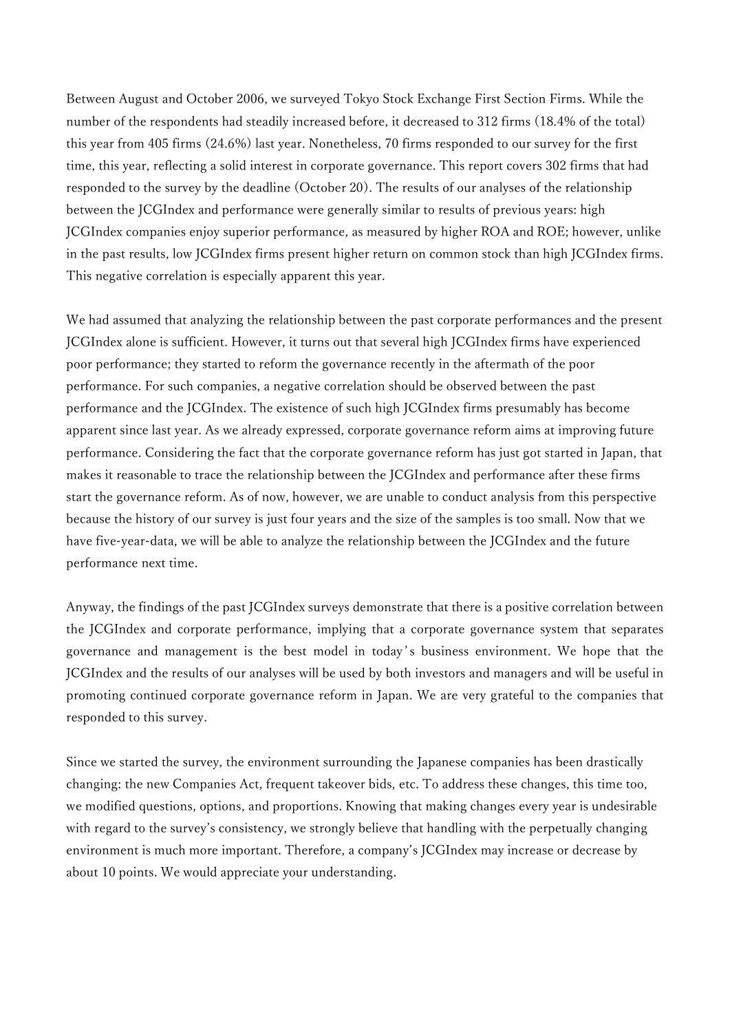Between August and October 2006, we surveyed Tokyo Stock Exchange First Section Firms. While the number of the respondents had steadily increased before, it decreased to 312 firms (18.4% of the total) this year from 405 firms (24.6%) last year. Nonetheless, 70 firms responded to our survey for the first time, this year, reflecting a solid interest in corporate governance. This report covers 302 firms that had responded to the survey by the deadline (October 20). The results of our analyses of the relationship between the JCGIndex and performance were generally similar to results of previous years: high JCGIndex companies enjoy superior performance, as measured by higher ROA and ROE; however, unlike in the past results, low JCGIndex firms present higher return on common stock than high JCGIndex firms. This negative correlation is especially apparent this year.

We had assumed that analyzing the relationship between the past corporate performances and the present JCGIndex alone is sufficient. However, it turns out that several high JCGIndex firms have experienced poor performance; they started to reform the governance recently in the aftermath of the poor performance. For such companies, a negative correlation should be observed between the past performance and the JCGIndex. The existence of such high JCGIndex firms presumably has become apparent since last year. As we already expressed, corporate governance reform aims at improving future performance. Considering the fact that the corporate governance reform has just got started in Japan, that makes it reasonable to trace the relationship between the JCGIndex and performance after these firms start the governance reform. As of now, however, we are unable to conduct analysis from this perspective because the history of our survey is just four years and the size of the samples is too small. Now that we have five-year-data, we will be able to analyze the relationship between the JCGIndex and the future performance next time.

Anyway, the findings of the past JCGIndex surveys demonstrate that there is a positive correlation between the JCGIndex and corporate performance, implying that a corporate governance system that separates governance and management is the best model in today's business environment. We hope that the JCGIndex and the results of our analyses will be used by both investors and managers and will be useful in promoting continued corporate governance reform in Japan. We are very grateful to the companies that responded to this survey.

Since we started the survey, the environment surrounding the Japanese companies has been drastically changing: the new Companies Act, frequent takeover bids, etc. To address these changes, this time too, we modified questions, options, and proportions. Knowing that making changes every year is undesirable with regard to the survey's consistency, we strongly believe that handling with the perpetually changing environment is much more important. Therefore, a company's JCGIndex may increase or decrease by about 10 points. We would appreciate your understanding.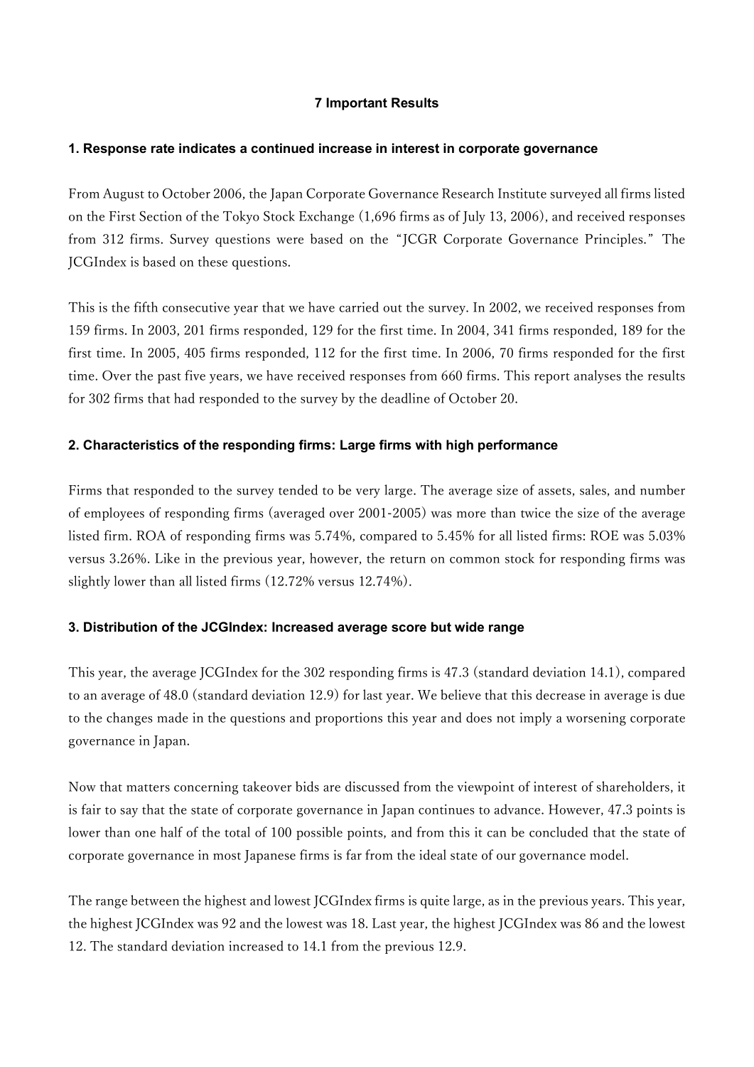## 7 Important Results

### 1. Response rate indicates a continued increase in interest in corporate governance

From August to October 2006, the Japan Corporate Governance Research Institute surveyed all firms listed on the First Section of the Tokyo Stock Exchange (1,696 firms as of July 13, 2006), and received responses from 312 firms. Survey questions were based on the "JCGR Corporate Governance Principles." The JCGIndex is based on these questions.

This is the fifth consecutive year that we have carried out the survey. In 2002, we received responses from 159 firms. In 2003, 201 firms responded, 129 for the first time. In 2004, 341 firms responded, 189 for the first time. In 2005, 405 firms responded, 112 for the first time. In 2006, 70 firms responded for the first time. Over the past five years, we have received responses from 660 firms. This report analyses the results for 302 firms that had responded to the survey by the deadline of October 20.

### 2. Characteristics of the responding firms: Large firms with high performance

Firms that responded to the survey tended to be very large. The average size of assets, sales, and number of employees of responding firms (averaged over 2001-2005) was more than twice the size of the average listed firm. ROA of responding firms was 5.74%, compared to 5.45% for all listed firms: ROE was 5.03% versus 3.26%. Like in the previous year, however, the return on common stock for responding firms was slightly lower than all listed firms (12.72% versus 12.74%).

### 3. Distribution of the JCGIndex: Increased average score but wide range

This year, the average JCGIndex for the 302 responding firms is 47.3 (standard deviation 14.1), compared to an average of 48.0 (standard deviation 12.9) for last year. We believe that this decrease in average is due to the changes made in the questions and proportions this year and does not imply a worsening corporate governance in Japan.

Now that matters concerning takeover bids are discussed from the viewpoint of interest of shareholders, it is fair to say that the state of corporate governance in Japan continues to advance. However, 47.3 points is lower than one half of the total of 100 possible points, and from this it can be concluded that the state of corporate governance in most Japanese firms is far from the ideal state of our governance model.

The range between the highest and lowest JCGIndex firms is quite large, as in the previous years. This year, the highest JCGIndex was 92 and the lowest was 18. Last year, the highest JCGIndex was 86 and the lowest 12. The standard deviation increased to 14.1 from the previous 12.9.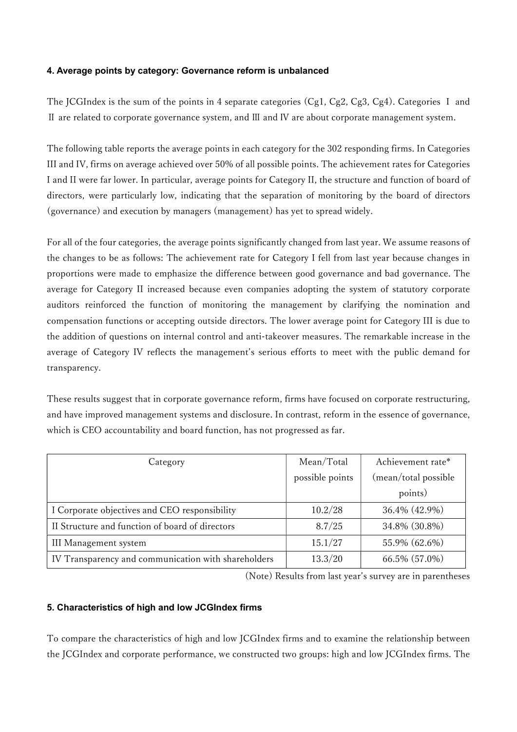## 4. Average points by category: Governance reform is unbalanced

The JCGIndex is the sum of the points in 4 separate categories (Cg1, Cg2, Cg3, Cg4). Categories I and II are related to corporate governance system, and III and IV are about corporate management system.

The following table reports the average points in each category for the 302 responding firms. In Categories III and IV, firms on average achieved over 50% of all possible points. The achievement rates for Categories I and II were far lower. In particular, average points for Category II, the structure and function of board of directors, were particularly low, indicating that the separation of monitoring by the board of directors (governance) and execution by managers (management) has yet to spread widely.

For all of the four categories, the average points significantly changed from last year. We assume reasons of the changes to be as follows: The achievement rate for Category I fell from last year because changes in proportions were made to emphasize the difference between good governance and bad governance. The average for Category II increased because even companies adopting the system of statutory corporate auditors reinforced the function of monitoring the management by clarifying the nomination and compensation functions or accepting outside directors. The lower average point for Category III is due to the addition of questions on internal control and anti-takeover measures. The remarkable increase in the average of Category IV reflects the management's serious efforts to meet with the public demand for transparency.

These results suggest that in corporate governance reform, firms have focused on corporate restructuring, and have improved management systems and disclosure. In contrast, reform in the essence of governance, which is CEO accountability and board function, has not progressed as far.

| Category | Mean/Total possible points | Achievement rate* (mean/total possible points) |
|---|---|---|
| I Corporate objectives and CEO responsibility | 10.2/28 | 36.4% (42.9%) |
| II Structure and function of board of directors | 8.7/25 | 34.8% (30.8%) |
| III Management system | 15.1/27 | 55.9% (62.6%) |
| IV Transparency and communication with shareholders | 13.3/20 | 66.5% (57.0%) |

(Note) Results from last year's survey are in parentheses

## 5. Characteristics of high and low JCGIndex firms

To compare the characteristics of high and low JCGIndex firms and to examine the relationship between the JCGIndex and corporate performance, we constructed two groups: high and low JCGIndex firms. The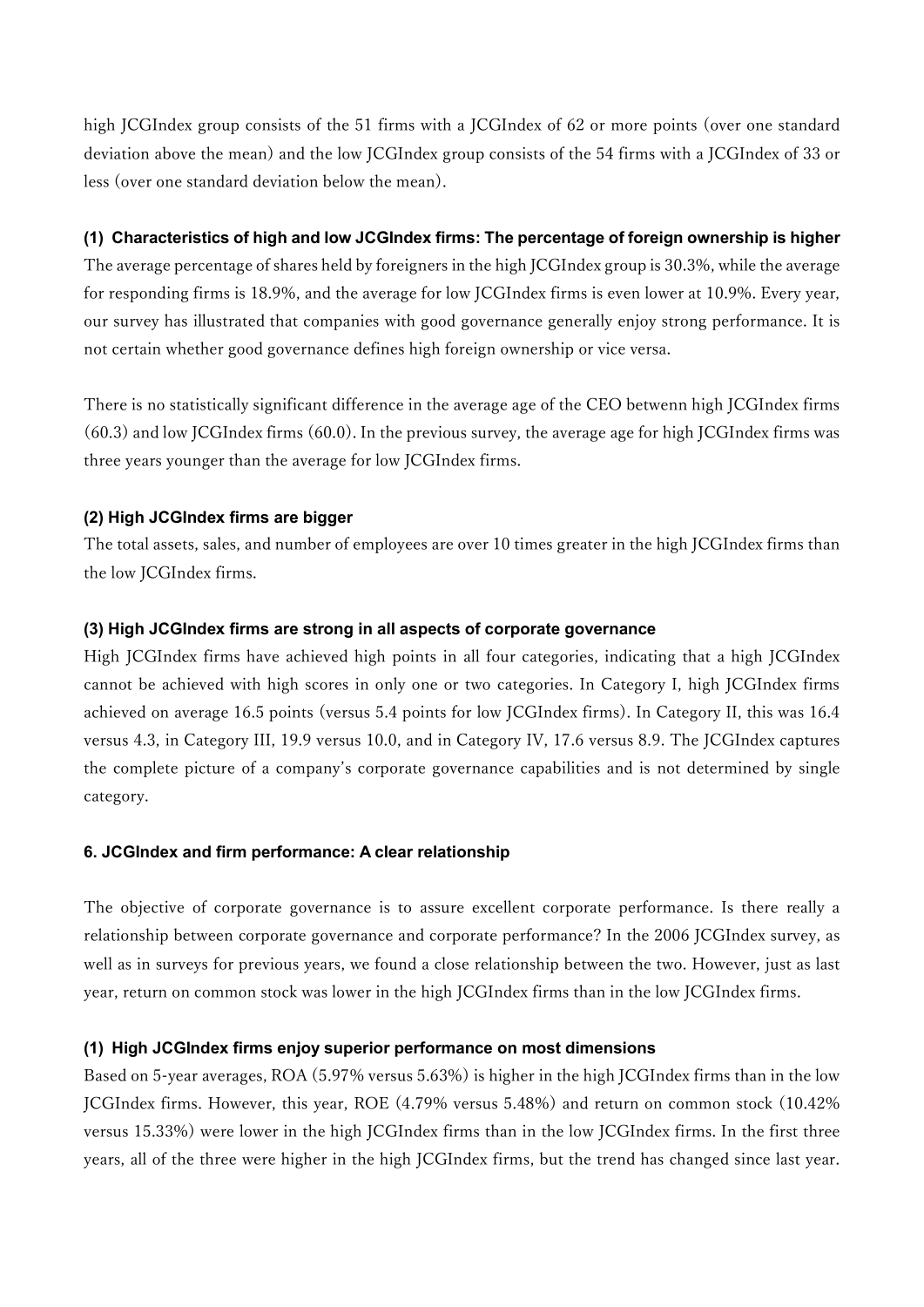high JCGIndex group consists of the 51 firms with a JCGIndex of 62 or more points (over one standard deviation above the mean) and the low JCGIndex group consists of the 54 firms with a JCGIndex of 33 or less (over one standard deviation below the mean).

#### (1) Characteristics of high and low JCGIndex firms: The percentage of foreign ownership is higher

The average percentage of shares held by foreigners in the high JCGIndex group is 30.3%, while the average for responding firms is 18.9%, and the average for low JCGIndex firms is even lower at 10.9%. Every year, our survey has illustrated that companies with good governance generally enjoy strong performance. It is not certain whether good governance defines high foreign ownership or vice versa.

There is no statistically significant difference in the average age of the CEO betwenn high JCGIndex firms (60.3) and low JCGIndex firms (60.0). In the previous survey, the average age for high JCGIndex firms was three years younger than the average for low JCGIndex firms.

#### (2) High JCGIndex firms are bigger

The total assets, sales, and number of employees are over 10 times greater in the high JCGIndex firms than the low JCGIndex firms.

#### (3) High JCGIndex firms are strong in all aspects of corporate governance

High JCGIndex firms have achieved high points in all four categories, indicating that a high JCGIndex cannot be achieved with high scores in only one or two categories. In Category I, high JCGIndex firms achieved on average 16.5 points (versus 5.4 points for low JCGIndex firms). In Category II, this was 16.4 versus 4.3, in Category III, 19.9 versus 10.0, and in Category IV, 17.6 versus 8.9. The JCGIndex captures the complete picture of a company's corporate governance capabilities and is not determined by single category.

### 6. JCGIndex and firm performance: A clear relationship

The objective of corporate governance is to assure excellent corporate performance. Is there really a relationship between corporate governance and corporate performance? In the 2006 JCGIndex survey, as well as in surveys for previous years, we found a close relationship between the two. However, just as last year, return on common stock was lower in the high JCGIndex firms than in the low JCGIndex firms.

#### (1) High JCGIndex firms enjoy superior performance on most dimensions

Based on 5-year averages, ROA (5.97% versus 5.63%) is higher in the high JCGIndex firms than in the low JCGIndex firms. However, this year, ROE (4.79% versus 5.48%) and return on common stock (10.42% versus 15.33%) were lower in the high JCGIndex firms than in the low JCGIndex firms. In the first three years, all of the three were higher in the high JCGIndex firms, but the trend has changed since last year.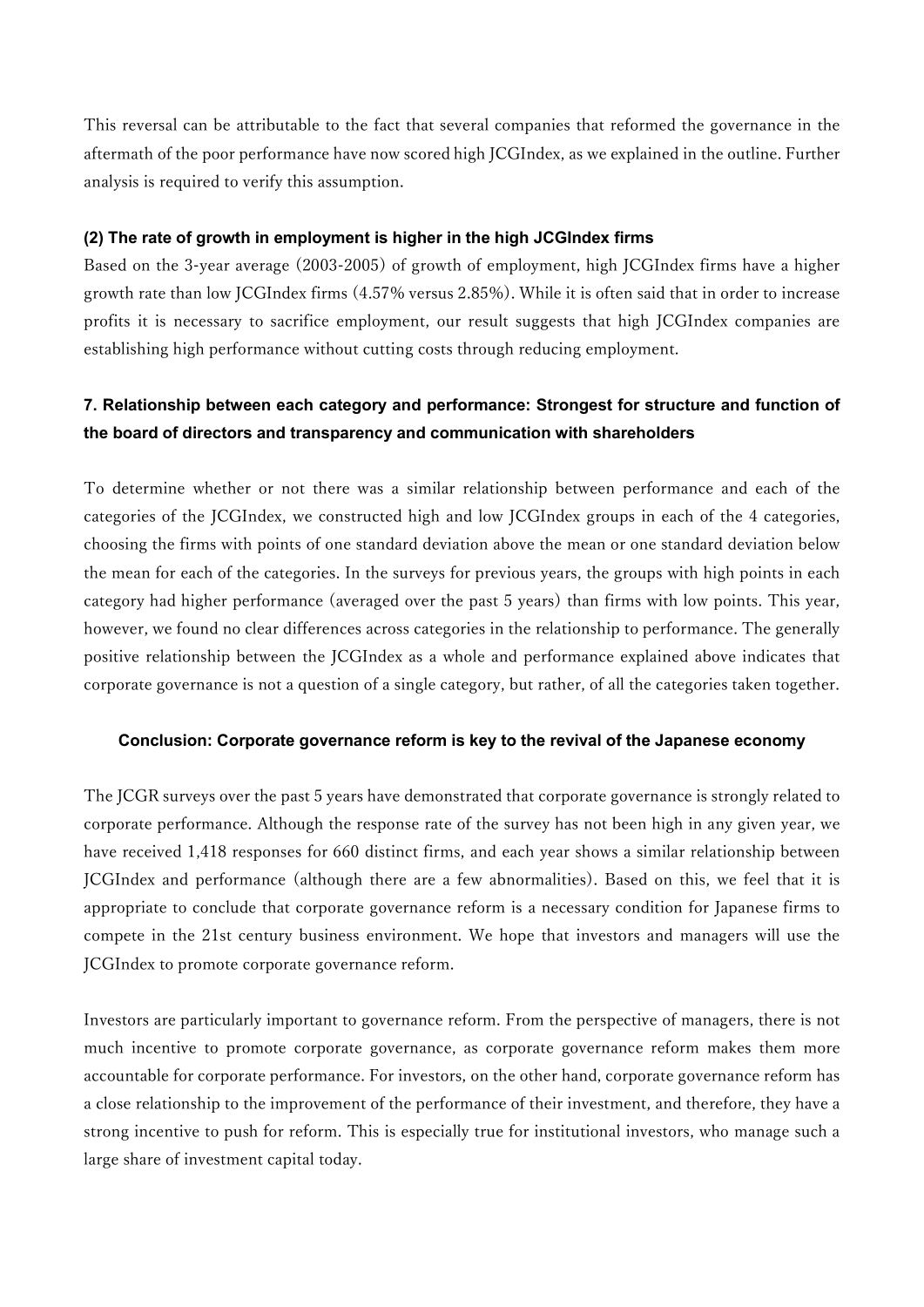This reversal can be attributable to the fact that several companies that reformed the governance in the aftermath of the poor performance have now scored high JCGIndex, as we explained in the outline. Further analysis is required to verify this assumption.

#### (2) The rate of growth in employment is higher in the high JCGIndex firms

Based on the 3-year average (2003-2005) of growth of employment, high JCGIndex firms have a higher growth rate than low JCGIndex firms (4.57% versus 2.85%). While it is often said that in order to increase profits it is necessary to sacrifice employment, our result suggests that high JCGIndex companies are establishing high performance without cutting costs through reducing employment.

### 7. Relationship between each category and performance: Strongest for structure and function of the board of directors and transparency and communication with shareholders

To determine whether or not there was a similar relationship between performance and each of the categories of the JCGIndex, we constructed high and low JCGIndex groups in each of the 4 categories, choosing the firms with points of one standard deviation above the mean or one standard deviation below the mean for each of the categories. In the surveys for previous years, the groups with high points in each category had higher performance (averaged over the past 5 years) than firms with low points. This year, however, we found no clear differences across categories in the relationship to performance. The generally positive relationship between the JCGIndex as a whole and performance explained above indicates that corporate governance is not a question of a single category, but rather, of all the categories taken together.

### Conclusion: Corporate governance reform is key to the revival of the Japanese economy

The JCGR surveys over the past 5 years have demonstrated that corporate governance is strongly related to corporate performance. Although the response rate of the survey has not been high in any given year, we have received 1,418 responses for 660 distinct firms, and each year shows a similar relationship between JCGIndex and performance (although there are a few abnormalities). Based on this, we feel that it is appropriate to conclude that corporate governance reform is a necessary condition for Japanese firms to compete in the 21st century business environment. We hope that investors and managers will use the JCGIndex to promote corporate governance reform.

Investors are particularly important to governance reform. From the perspective of managers, there is not much incentive to promote corporate governance, as corporate governance reform makes them more accountable for corporate performance. For investors, on the other hand, corporate governance reform has a close relationship to the improvement of the performance of their investment, and therefore, they have a strong incentive to push for reform. This is especially true for institutional investors, who manage such a large share of investment capital today.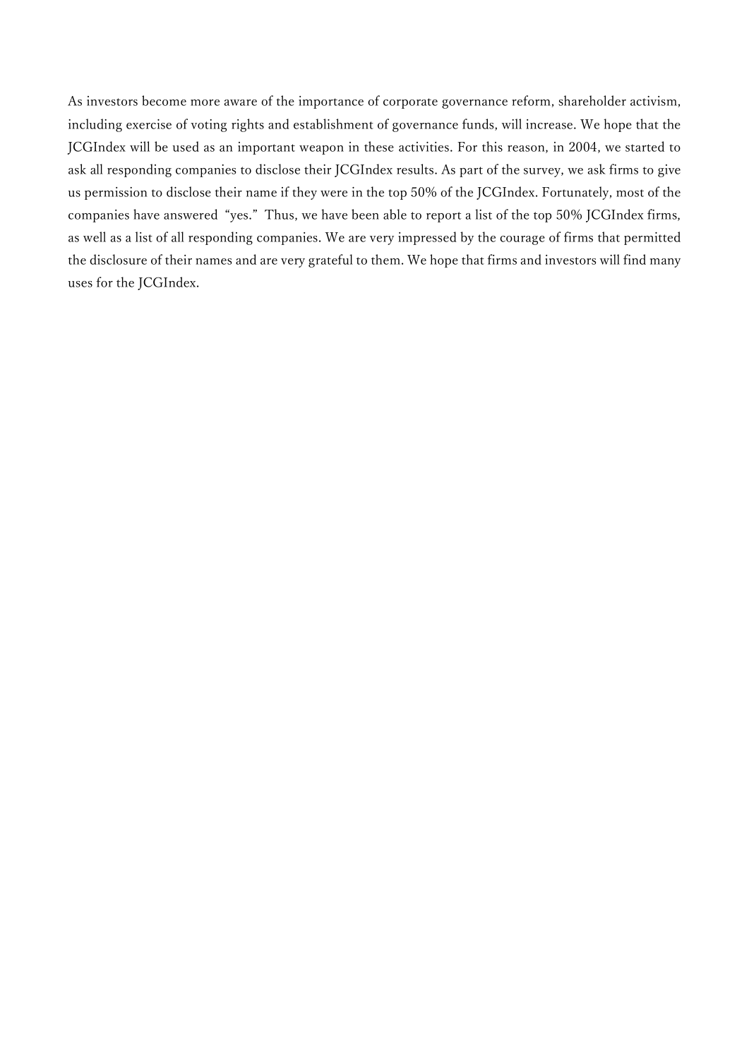As investors become more aware of the importance of corporate governance reform, shareholder activism, including exercise of voting rights and establishment of governance funds, will increase. We hope that the JCGIndex will be used as an important weapon in these activities. For this reason, in 2004, we started to ask all responding companies to disclose their JCGIndex results. As part of the survey, we ask firms to give us permission to disclose their name if they were in the top 50% of the JCGIndex. Fortunately, most of the companies have answered "yes." Thus, we have been able to report a list of the top 50% JCGIndex firms, as well as a list of all responding companies. We are very impressed by the courage of firms that permitted the disclosure of their names and are very grateful to them. We hope that firms and investors will find many uses for the JCGIndex.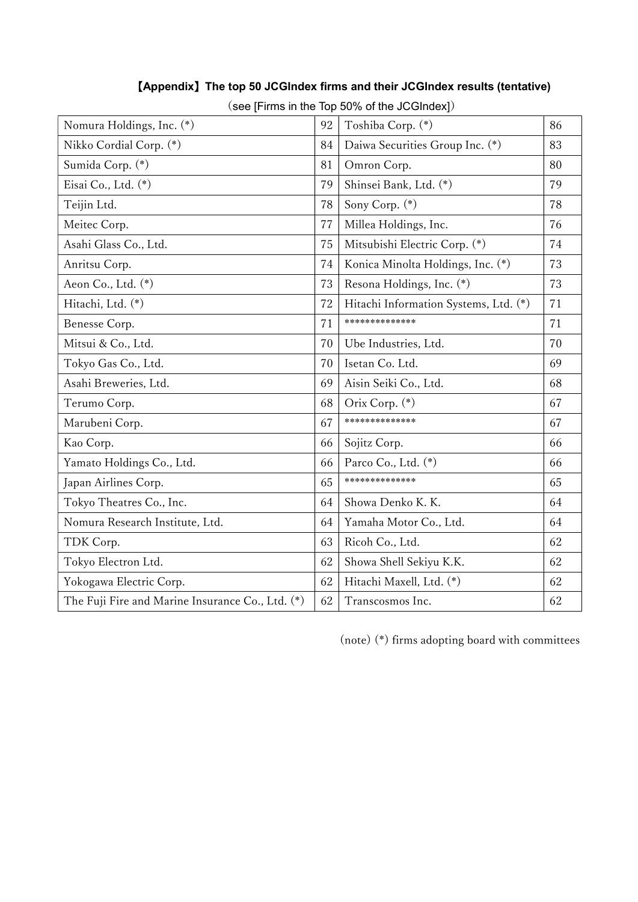## 【Appendix】The top 50 JCGIndex firms and their JCGIndex results (tentative)

（see [Firms in the Top 50% of the JCGIndex]）

| | | | |
|---|---|---|---|
| Nomura Holdings, Inc. (*) | 92 | Toshiba Corp. (*) | 86 |
| Nikko Cordial Corp. (*) | 84 | Daiwa Securities Group Inc. (*) | 83 |
| Sumida Corp. (*) | 81 | Omron Corp. | 80 |
| Eisai Co., Ltd. (*) | 79 | Shinsei Bank, Ltd. (*) | 79 |
| Teijin Ltd. | 78 | Sony Corp. (*) | 78 |
| Meitec Corp. | 77 | Millea Holdings, Inc. | 76 |
| Asahi Glass Co., Ltd. | 75 | Mitsubishi Electric Corp. (*) | 74 |
| Anritsu Corp. | 74 | Konica Minolta Holdings, Inc. (*) | 73 |
| Aeon Co., Ltd. (*) | 73 | Resona Holdings, Inc. (*) | 73 |
| Hitachi, Ltd. (*) | 72 | Hitachi Information Systems, Ltd. (*) | 71 |
| Benesse Corp. | 71 | ************** | 71 |
| Mitsui & Co., Ltd. | 70 | Ube Industries, Ltd. | 70 |
| Tokyo Gas Co., Ltd. | 70 | Isetan Co. Ltd. | 69 |
| Asahi Breweries, Ltd. | 69 | Aisin Seiki Co., Ltd. | 68 |
| Terumo Corp. | 68 | Orix Corp. (*) | 67 |
| Marubeni Corp. | 67 | ************** | 67 |
| Kao Corp. | 66 | Sojitz Corp. | 66 |
| Yamato Holdings Co., Ltd. | 66 | Parco Co., Ltd. (*) | 66 |
| Japan Airlines Corp. | 65 | ************** | 65 |
| Tokyo Theatres Co., Inc. | 64 | Showa Denko K. K. | 64 |
| Nomura Research Institute, Ltd. | 64 | Yamaha Motor Co., Ltd. | 64 |
| TDK Corp. | 63 | Ricoh Co., Ltd. | 62 |
| Tokyo Electron Ltd. | 62 | Showa Shell Sekiyu K.K. | 62 |
| Yokogawa Electric Corp. | 62 | Hitachi Maxell, Ltd. (*) | 62 |
| The Fuji Fire and Marine Insurance Co., Ltd. (*) | 62 | Transcosmos Inc. | 62 |

(note) (*) firms adopting board with committees